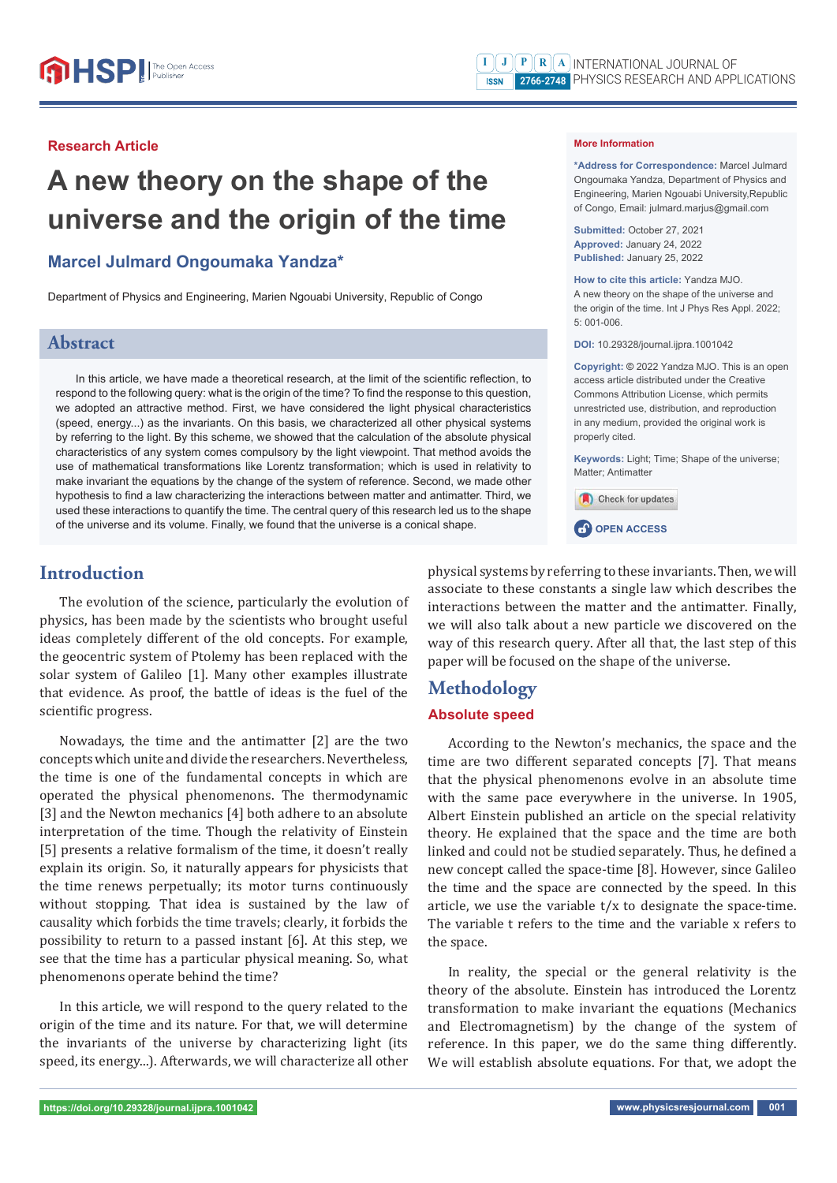Research Article

# A new theory on the shape of the universe and the origin of the time

## Marcel Julmard Ongoumaka Yandza*

Department of Physics and Engineering, Marien Ngouabi University, Republic of Congo

**More Information**

***Address for Correspondence:** Marcel Julmard Ongoumaka Yandza, Department of Physics and Engineering, Marien Ngouabi University,Republic of Congo, Email: julmard.marjus@gmail.com

**Submitted:** October 27, 2021
**Approved:** January 24, 2022
**Published:** January 25, 2022

**How to cite this article:** Yandza MJO. A new theory on the shape of the universe and the origin of the time. Int J Phys Res Appl. 2022; 5: 001-006.

**DOI:** 10.29328/journal.ijpra.1001042

**Copyright:** © 2022 Yandza MJO. This is an open access article distributed under the Creative Commons Attribution License, which permits unrestricted use, distribution, and reproduction in any medium, provided the original work is properly cited.

**Keywords:** Light; Time; Shape of the universe; Matter; Antimatter

OPEN ACCESS

## Abstract

In this article, we have made a theoretical research, at the limit of the scientific reflection, to respond to the following query: what is the origin of the time? To find the response to this question, we adopted an attractive method. First, we have considered the light physical characteristics (speed, energy...) as the invariants. On this basis, we characterized all other physical systems by referring to the light. By this scheme, we showed that the calculation of the absolute physical characteristics of any system comes compulsory by the light viewpoint. That method avoids the use of mathematical transformations like Lorentz transformation; which is used in relativity to make invariant the equations by the change of the system of reference. Second, we made other hypothesis to find a law characterizing the interactions between matter and antimatter. Third, we used these interactions to quantify the time. The central query of this research led us to the shape of the universe and its volume. Finally, we found that the universe is a conical shape.

## Introduction

The evolution of the science, particularly the evolution of physics, has been made by the scientists who brought useful ideas completely different of the old concepts. For example, the geocentric system of Ptolemy has been replaced with the solar system of Galileo [1]. Many other examples illustrate that evidence. As proof, the battle of ideas is the fuel of the scientific progress.

Nowadays, the time and the antimatter [2] are the two concepts which unite and divide the researchers. Nevertheless, the time is one of the fundamental concepts in which are operated the physical phenomenons. The thermodynamic [3] and the Newton mechanics [4] both adhere to an absolute interpretation of the time. Though the relativity of Einstein [5] presents a relative formalism of the time, it doesn't really explain its origin. So, it naturally appears for physicists that the time renews perpetually; its motor turns continuously without stopping. That idea is sustained by the law of causality which forbids the time travels; clearly, it forbids the possibility to return to a passed instant [6]. At this step, we see that the time has a particular physical meaning. So, what phenomenons operate behind the time?

In this article, we will respond to the query related to the origin of the time and its nature. For that, we will determine the invariants of the universe by characterizing light (its speed, its energy...). Afterwards, we will characterize all other physical systems by referring to these invariants. Then, we will associate to these constants a single law which describes the interactions between the matter and the antimatter. Finally, we will also talk about a new particle we discovered on the way of this research query. After all that, the last step of this paper will be focused on the shape of the universe.

## Methodology

### Absolute speed

According to the Newton's mechanics, the space and the time are two different separated concepts [7]. That means that the physical phenomenons evolve in an absolute time with the same pace everywhere in the universe. In 1905, Albert Einstein published an article on the special relativity theory. He explained that the space and the time are both linked and could not be studied separately. Thus, he defined a new concept called the space-time [8]. However, since Galileo the time and the space are connected by the speed. In this article, we use the variable t/x to designate the space-time. The variable t refers to the time and the variable x refers to the space.

In reality, the special or the general relativity is the theory of the absolute. Einstein has introduced the Lorentz transformation to make invariant the equations (Mechanics and Electromagnetism) by the change of the system of reference. In this paper, we do the same thing differently. We will establish absolute equations. For that, we adopt the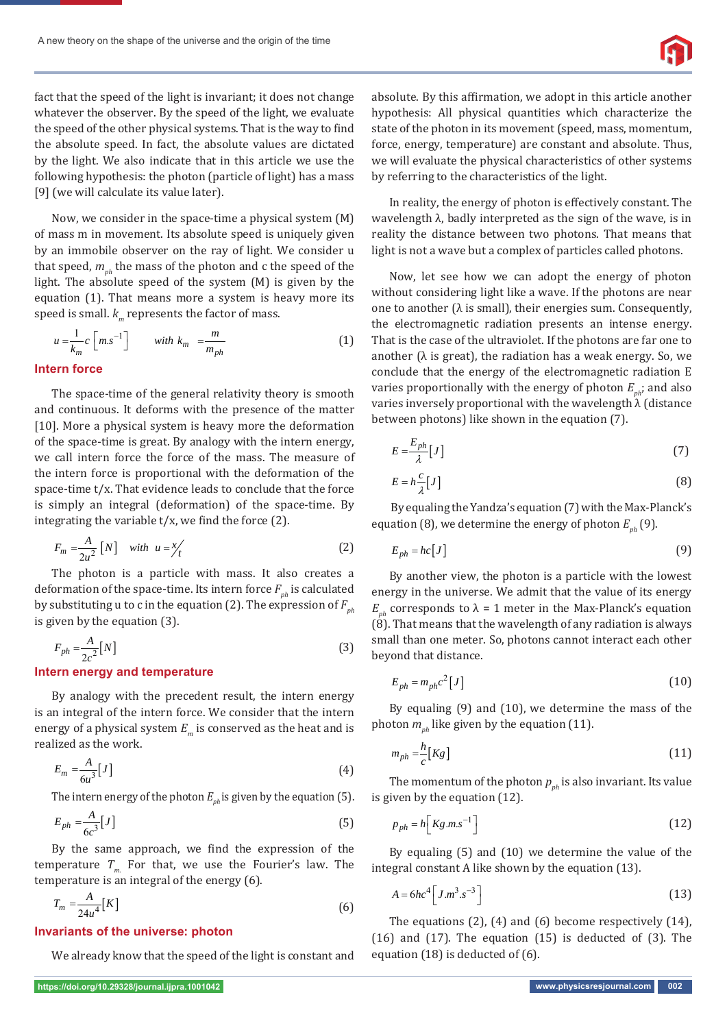fact that the speed of the light is invariant; it does not change whatever the observer. By the speed of the light, we evaluate the speed of the other physical systems. That is the way to find the absolute speed. In fact, the absolute values are dictated by the light. We also indicate that in this article we use the following hypothesis: the photon (particle of light) has a mass [9] (we will calculate its value later).

Now, we consider in the space-time a physical system (M) of mass m in movement. Its absolute speed is uniquely given by an immobile observer on the ray of light. We consider u that speed, $m_{ph}$ the mass of the photon and c the speed of the light. The absolute speed of the system (M) is given by the equation (1). That means more a system is heavy more its speed is small. $k_m$ represents the factor of mass.

$$u = \frac{1}{k_m} c \left[ m.s^{-1} \right] \qquad with\ k_m = \frac{m}{m_{ph}} \tag{1}$$

## Intern force

The space-time of the general relativity theory is smooth and continuous. It deforms with the presence of the matter [10]. More a physical system is heavy more the deformation of the space-time is great. By analogy with the intern energy, we call intern force the force of the mass. The measure of the intern force is proportional with the deformation of the space-time t/x. That evidence leads to conclude that the force is simply an integral (deformation) of the space-time. By integrating the variable t/x, we find the force (2).

$$F_m = \frac{A}{2u^2} \left[ N \right] \quad with\ u = x/t \tag{2}$$

The photon is a particle with mass. It also creates a deformation of the space-time. Its intern force $F_{ph}$ is calculated by substituting u to c in the equation (2). The expression of $F_{ph}$ is given by the equation (3).

$$F_{ph} = \frac{A}{2c^2} \left[ N \right] \tag{3}$$

## Intern energy and temperature

By analogy with the precedent result, the intern energy is an integral of the intern force. We consider that the intern energy of a physical system $E_m$ is conserved as the heat and is realized as the work.

$$E_m = \frac{A}{6u^3} \left[ J \right] \tag{4}$$

The intern energy of the photon $E_{ph}$ is given by the equation (5).

$$E_{ph} = \frac{A}{6c^3} \left[ J \right] \tag{5}$$

By the same approach, we find the expression of the temperature $T_m$. For that, we use the Fourier's law. The temperature is an integral of the energy (6).

$$T_m = \frac{A}{24u^4} \left[ K \right] \tag{6}$$

## Invariants of the universe: photon

We already know that the speed of the light is constant and absolute. By this affirmation, we adopt in this article another hypothesis: All physical quantities which characterize the state of the photon in its movement (speed, mass, momentum, force, energy, temperature) are constant and absolute. Thus, we will evaluate the physical characteristics of other systems by referring to the characteristics of the light.

In reality, the energy of photon is effectively constant. The wavelength λ, badly interpreted as the sign of the wave, is in reality the distance between two photons. That means that light is not a wave but a complex of particles called photons.

Now, let see how we can adopt the energy of photon without considering light like a wave. If the photons are near one to another (λ is small), their energies sum. Consequently, the electromagnetic radiation presents an intense energy. That is the case of the ultraviolet. If the photons are far one to another (λ is great), the radiation has a weak energy. So, we conclude that the energy of the electromagnetic radiation E varies proportionally with the energy of photon $E_{ph}$; and also varies inversely proportional with the wavelength λ (distance between photons) like shown in the equation (7).

$$E = \frac{E_{ph}}{\lambda} \left[ J \right] \tag{7}$$

$$E = h \frac{c}{\lambda} \left[ J \right] \tag{8}$$

By equaling the Yandza's equation (7) with the Max-Planck's equation (8), we determine the energy of photon $E_{ph}$ (9).

$$E_{ph} = hc \left[ J \right] \tag{9}$$

By another view, the photon is a particle with the lowest energy in the universe. We admit that the value of its energy $E_{ph}$ corresponds to λ = 1 meter in the Max-Planck's equation (8). That means that the wavelength of any radiation is always small than one meter. So, photons cannot interact each other beyond that distance.

$$E_{ph} = m_{ph} c^2 \left[ J \right] \tag{10}$$

By equaling (9) and (10), we determine the mass of the photon $m_{ph}$ like given by the equation (11).

$$m_{ph} = \frac{h}{c} \left[ Kg \right] \tag{11}$$

The momentum of the photon $p_{ph}$ is also invariant. Its value is given by the equation (12).

$$p_{ph} = h \left[ Kg.m.s^{-1} \right] \tag{12}$$

By equaling (5) and (10) we determine the value of the integral constant A like shown by the equation (13).

$$A = 6hc^4 \left[ J.m^3.s^{-3} \right] \tag{13}$$

The equations (2), (4) and (6) become respectively (14), (16) and (17). The equation (15) is deducted of (3). The equation (18) is deducted of (6).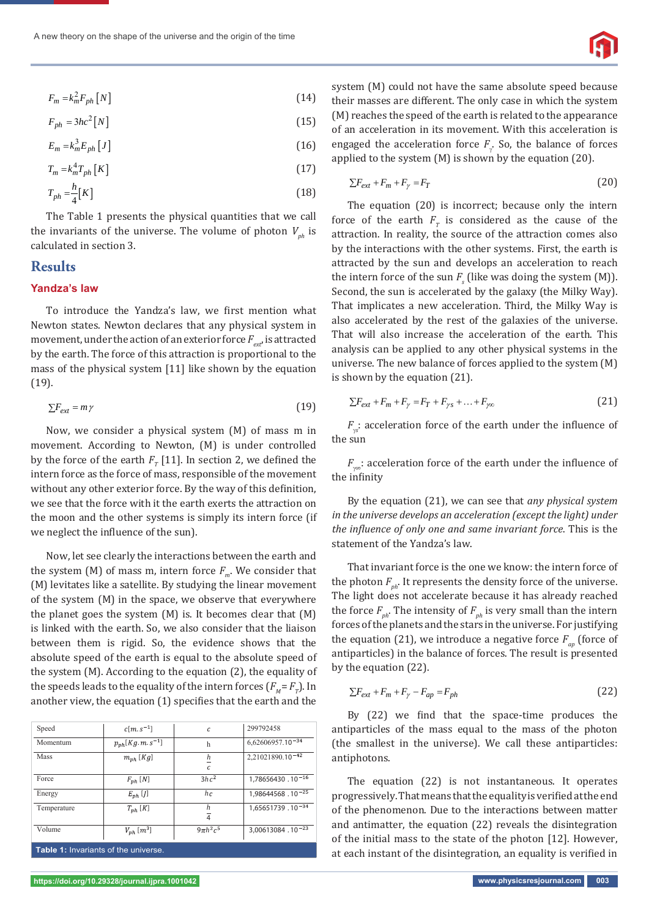$$F_m = k_m^2 F_{ph} \, [N] \quad (14)$$

$$F_{ph} = 3hc^2 \, [N] \quad (15)$$

$$E_m = k_m^3 E_{ph} \, [J] \quad (16)$$

$$T_m = k_m^4 T_{ph} \, [K] \quad (17)$$

$$T_{ph} = \frac{h}{4} [K] \quad (18)$$

The Table 1 presents the physical quantities that we call the invariants of the universe. The volume of photon $V_{ph}$ is calculated in section 3.

## Results

### Yandza's law

To introduce the Yandza's law, we first mention what Newton states. Newton declares that any physical system in movement, under the action of an exterior force $F_{ext}$, is attracted by the earth. The force of this attraction is proportional to the mass of the physical system [11] like shown by the equation (19).

$$\sum F_{ext} = m\gamma \quad (19)$$

Now, we consider a physical system (M) of mass m in movement. According to Newton, (M) is under controlled by the force of the earth $F_T$ [11]. In section 2, we defined the intern force as the force of mass, responsible of the movement without any other exterior force. By the way of this definition, we see that the force with it the earth exerts the attraction on the moon and the other systems is simply its intern force (if we neglect the influence of the sun).

Now, let see clearly the interactions between the earth and the system (M) of mass m, intern force $F_m$. We consider that (M) levitates like a satellite. By studying the linear movement of the system (M) in the space, we observe that everywhere the planet goes the system (M) is. It becomes clear that (M) is linked with the earth. So, we also consider that the liaison between them is rigid. So, the evidence shows that the absolute speed of the earth is equal to the absolute speed of the system (M). According to the equation (2), the equality of the speeds leads to the equality of the intern forces ($F_M = F_T$). In another view, the equation (1) specifies that the earth and the system (M) could not have the same absolute speed because their masses are different. The only case in which the system (M) reaches the speed of the earth is related to the appearance of an acceleration in its movement. With this acceleration is engaged the acceleration force $F_\gamma$. So, the balance of forces applied to the system (M) is shown by the equation (20).

$$\sum F_{ext} + F_m + F_\gamma = F_T \quad (20)$$

The equation (20) is incorrect; because only the intern force of the earth $F_T$ is considered as the cause of the attraction. In reality, the source of the attraction comes also by the interactions with the other systems. First, the earth is attracted by the sun and develops an acceleration to reach the intern force of the sun $F_s$ (like was doing the system (M)). Second, the sun is accelerated by the galaxy (the Milky Way). That implicates a new acceleration. Third, the Milky Way is also accelerated by the rest of the galaxies of the universe. That will also increase the acceleration of the earth. This analysis can be applied to any other physical systems in the universe. The new balance of forces applied to the system (M) is shown by the equation (21).

$$\sum F_{ext} + F_m + F_\gamma = F_T + F_{\gamma s} + \ldots + F_{\gamma\infty} \quad (21)$$

$F_{\gamma s}$: acceleration force of the earth under the influence of the sun

$F_{\gamma\infty}$: acceleration force of the earth under the influence of the infinity

By the equation (21), we can see that *any physical system in the universe develops an acceleration (except the light) under the influence of only one and same invariant force*. This is the statement of the Yandza's law.

That invariant force is the one we know: the intern force of the photon $F_{ph}$. It represents the density force of the universe. The light does not accelerate because it has already reached the force $F_{ph}$. The intensity of $F_{ph}$ is very small than the intern forces of the planets and the stars in the universe. For justifying the equation (21), we introduce a negative force $F_{ap}$ (force of antiparticles) in the balance of forces. The result is presented by the equation (22).

$$\sum F_{ext} + F_m + F_\gamma - F_{ap} = F_{ph} \quad (22)$$

By (22) we find that the space-time produces the antiparticles of the mass equal to the mass of the photon (the smallest in the universe). We call these antiparticles: antiphotons.

The equation (22) is not instantaneous. It operates progressively. That means that the equality is verified at the end of the phenomenon. Due to the interactions between matter and antimatter, the equation (22) reveals the disintegration of the initial mass to the state of the photon [12]. However, at each instant of the disintegration, an equality is verified in

| | | | |
|---|---|---|---|
| Speed | $c[m.s^{-1}]$ | $c$ | 299792458 |
| Momentum | $p_{ph}[Kg.m.s^{-1}]$ | h | $6,62606957.10^{-34}$ |
| Mass | $m_{ph}[Kg]$ | $\frac{h}{c}$ | $2,21021890.10^{-42}$ |
| Force | $F_{ph}[N]$ | $3hc^2$ | $1,78656430 \,.\, 10^{-16}$ |
| Energy | $E_{ph}[J]$ | $hc$ | $1,98644568 \,.\, 10^{-25}$ |
| Temperature | $T_{ph}[K]$ | $\frac{h}{4}$ | $1,65651739 \,.\, 10^{-34}$ |
| Volume | $V_{ph}[m^3]$ | $9\pi h^2 c^5$ | $3,00613084 \,.\, 10^{-23}$ |

**Table 1:** Invariants of the universe.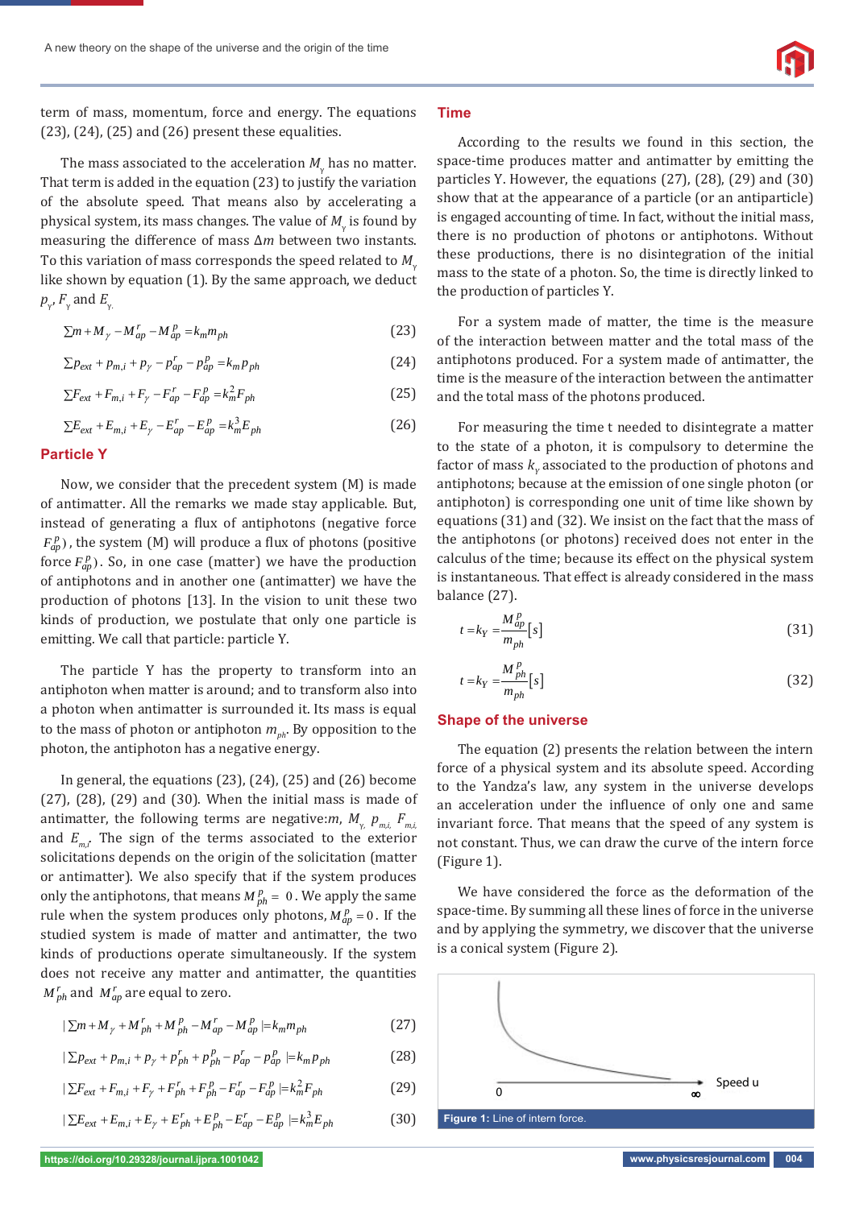term of mass, momentum, force and energy. The equations (23), (24), (25) and (26) present these equalities.

The mass associated to the acceleration $M_\gamma$ has no matter. That term is added in the equation (23) to justify the variation of the absolute speed. That means also by accelerating a physical system, its mass changes. The value of $M_\gamma$ is found by measuring the difference of mass $\Delta m$ between two instants. To this variation of mass corresponds the speed related to $M_\gamma$ like shown by equation (1). By the same approach, we deduct $p_\gamma$, $F_\gamma$ and $E_\gamma$.

$$\sum m + M_\gamma - M_{ap}^{r} - M_{ap}^{p} = k_m m_{ph} \tag{23}$$

$$\sum p_{ext} + p_{m,i} + p_\gamma - p_{ap}^{r} - p_{ap}^{p} = k_m p_{ph} \tag{24}$$

$$\sum F_{ext} + F_{m,i} + F_\gamma - F_{ap}^{r} - F_{ap}^{p} = k_m^2 F_{ph} \tag{25}$$

$$\sum E_{ext} + E_{m,i} + E_\gamma - E_{ap}^{r} - E_{ap}^{p} = k_m^3 E_{ph} \tag{26}$$

## Particle Y

Now, we consider that the precedent system (M) is made of antimatter. All the remarks we made stay applicable. But, instead of generating a flux of antiphotons (negative force $F_{ap}^{p}$), the system (M) will produce a flux of photons (positive force $F_{ap}^{p}$). So, in one case (matter) we have the production of antiphotons and in another one (antimatter) we have the production of photons [13]. In the vision to unit these two kinds of production, we postulate that only one particle is emitting. We call that particle: particle Y.

The particle Y has the property to transform into an antiphoton when matter is around; and to transform also into a photon when antimatter is surrounded it. Its mass is equal to the mass of photon or antiphoton $m_{ph}$. By opposition to the photon, the antiphoton has a negative energy.

In general, the equations (23), (24), (25) and (26) become (27), (28), (29) and (30). When the initial mass is made of antimatter, the following terms are negative: $m$, $M_\gamma$, $p_{m,i}$, $F_{m,i}$ and $E_{m,i}$. The sign of the terms associated to the exterior solicitations depends on the origin of the solicitation (matter or antimatter). We also specify that if the system produces only the antiphotons, that means $M_{ph}^{p} = 0$. We apply the same rule when the system produces only photons, $M_{ap}^{p} = 0$. If the studied system is made of matter and antimatter, the two kinds of productions operate simultaneously. If the system does not receive any matter and antimatter, the quantities $M_{ph}^{r}$ and $M_{ap}^{r}$ are equal to zero.

$$\left|\sum m + M_\gamma + M_{ph}^{r} + M_{ph}^{p} - M_{ap}^{r} - M_{ap}^{p}\right| = k_m m_{ph} \tag{27}$$

$$\left|\sum p_{ext} + p_{m,i} + p_\gamma + p_{ph}^{r} + p_{ph}^{p} - p_{ap}^{r} - p_{ap}^{p}\right| = k_m p_{ph} \tag{28}$$

$$\left|\sum F_{ext} + F_{m,i} + F_\gamma + F_{ph}^{r} + F_{ph}^{p} - F_{ap}^{r} - F_{ap}^{p}\right| = k_m^2 F_{ph} \tag{29}$$

$$\left|\sum E_{ext} + E_{m,i} + E_\gamma + E_{ph}^{r} + E_{ph}^{p} - E_{ap}^{r} - E_{ap}^{p}\right| = k_m^3 E_{ph} \tag{30}$$

## Time

According to the results we found in this section, the space-time produces matter and antimatter by emitting the particles Y. However, the equations (27), (28), (29) and (30) show that at the appearance of a particle (or an antiparticle) is engaged accounting of time. In fact, without the initial mass, there is no production of photons or antiphotons. Without these productions, there is no disintegration of the initial mass to the state of a photon. So, the time is directly linked to the production of particles Y.

For a system made of matter, the time is the measure of the interaction between matter and the total mass of the antiphotons produced. For a system made of antimatter, the time is the measure of the interaction between the antimatter and the total mass of the photons produced.

For measuring the time t needed to disintegrate a matter to the state of a photon, it is compulsory to determine the factor of mass $k_Y$ associated to the production of photons and antiphotons; because at the emission of one single photon (or antiphoton) is corresponding one unit of time like shown by equations (31) and (32). We insist on the fact that the mass of the antiphotons (or photons) received does not enter in the calculus of the time; because its effect on the physical system is instantaneous. That effect is already considered in the mass balance (27).

$$t = k_Y = \frac{M_{ap}^{p}}{m_{ph}}[s] \tag{31}$$

$$t = k_Y = \frac{M_{ph}^{p}}{m_{ph}}[s] \tag{32}$$

## Shape of the universe

The equation (2) presents the relation between the intern force of a physical system and its absolute speed. According to the Yandza's law, any system in the universe develops an acceleration under the influence of only one and same invariant force. That means that the speed of any system is not constant. Thus, we can draw the curve of the intern force (Figure 1).

We have considered the force as the deformation of the space-time. By summing all these lines of force in the universe and by applying the symmetry, we discover that the universe is a conical system (Figure 2).

**Figure 1:** Line of intern force.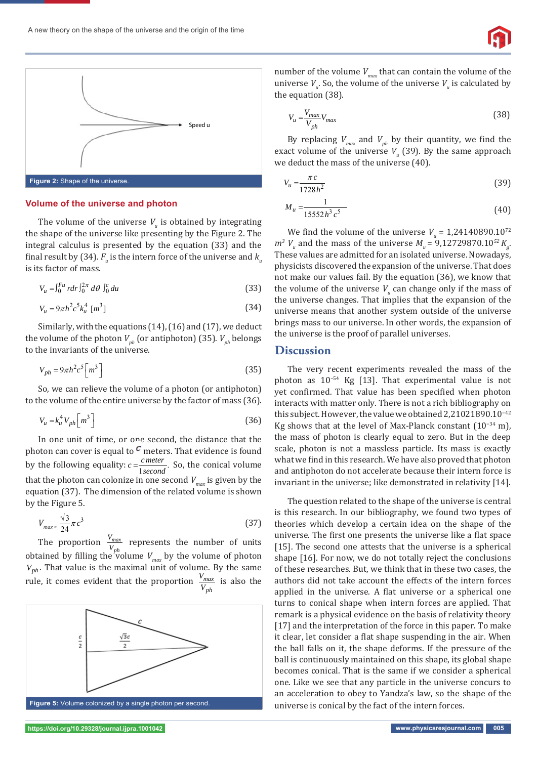Figure 2: Shape of the universe.

### Volume of the universe and photon

The volume of the universe $V_u$ is obtained by integrating the shape of the universe like presenting by the Figure 2. The integral calculus is presented by the equation (33) and the final result by (34). $F_u$ is the intern force of the universe and $k_u$ is its factor of mass.

$$V_u = \int_0^{Fu} r dr \int_0^{2\pi} d\theta \int_0^{c} du \tag{33}$$

$$V_u = 9\pi h^2 c^5 k_u^4 \ [m^3] \tag{34}$$

Similarly, with the equations (14), (16) and (17), we deduct the volume of the photon $V_{ph}$ (or antiphoton) (35). $V_{ph}$ belongs to the invariants of the universe.

$$V_{ph} = 9\pi h^2 c^5 \left[m^3\right] \tag{35}$$

So, we can relieve the volume of a photon (or antiphoton) to the volume of the entire universe by the factor of mass (36).

$$V_u = k_u^4 V_{ph} \left[m^3\right] \tag{36}$$

In one unit of time, or one second, the distance that the photon can cover is equal to $c$ meters. That evidence is found by the following equality: $c = \frac{c\ meter}{1 second}$. So, the conical volume that the photon can colonize in one second $V_{max}$ is given by the equation (37). The dimension of the related volume is shown by the Figure 5.

$$V_{max} = \frac{\sqrt{3}}{24}\pi c^3 \tag{37}$$

The proportion $\frac{V_{max}}{V_{ph}}$ represents the number of units obtained by filling the volume $V_{max}$ by the volume of photon $V_{ph}$. That value is the maximal unit of volume. By the same rule, it comes evident that the proportion $\frac{V_{max}}{V_{ph}}$ is also the number of the volume $V_{max}$ that can contain the volume of the universe $V_u$. So, the volume of the universe $V_u$ is calculated by the equation (38).

Figure 5: Volume colonized by a single photon per second.

$$V_u = \frac{V_{max}}{V_{ph}} V_{max} \tag{38}$$

By replacing $V_{max}$ and $V_{ph}$ by their quantity, we find the exact volume of the universe $V_u$ (39). By the same approach we deduct the mass of the universe (40).

$$V_u = \frac{\pi c}{1728 h^2} \tag{39}$$

$$M_u = \frac{1}{15552 h^3 c^5} \tag{40}$$

We find the volume of the universe $V_u$ = 1,24140890.10$^{72}$ $m^3$ $V_u$ and the mass of the universe $M_u$ = 9,12729870.10$^{52}$ $K_g$. These values are admitted for an isolated universe. Nowadays, physicists discovered the expansion of the universe. That does not make our values fail. By the equation (36), we know that the volume of the universe $V_u$ can change only if the mass of the universe changes. That implies that the expansion of the universe means that another system outside of the universe brings mass to our universe. In other words, the expansion of the universe is the proof of parallel universes.

## Discussion

The very recent experiments revealed the mass of the photon as 10$^{-54}$ Kg [13]. That experimental value is not yet confirmed. That value has been specified when photon interacts with matter only. There is not a rich bibliography on this subject. However, the value we obtained 2,21021890.10$^{-42}$ Kg shows that at the level of Max-Planck constant (10$^{-34}$ m), the mass of photon is clearly equal to zero. But in the deep scale, photon is not a massless particle. Its mass is exactly what we find in this research. We have also proved that photon and antiphoton do not accelerate because their intern force is invariant in the universe; like demonstrated in relativity [14].

The question related to the shape of the universe is central is this research. In our bibliography, we found two types of theories which develop a certain idea on the shape of the universe. The first one presents the universe like a flat space [15]. The second one attests that the universe is a spherical shape [16]. For now, we do not totally reject the conclusions of these researches. But, we think that in these two cases, the authors did not take account the effects of the intern forces applied in the universe. A flat universe or a spherical one turns to conical shape when intern forces are applied. That remark is a physical evidence on the basis of relativity theory [17] and the interpretation of the force in this paper. To make it clear, let consider a flat shape suspending in the air. When the ball falls on it, the shape deforms. If the pressure of the ball is continuously maintained on this shape, its global shape becomes conical. That is the same if we consider a spherical one. Like we see that any particle in the universe concurs to an acceleration to obey to Yandza's law, so the shape of the universe is conical by the fact of the intern forces.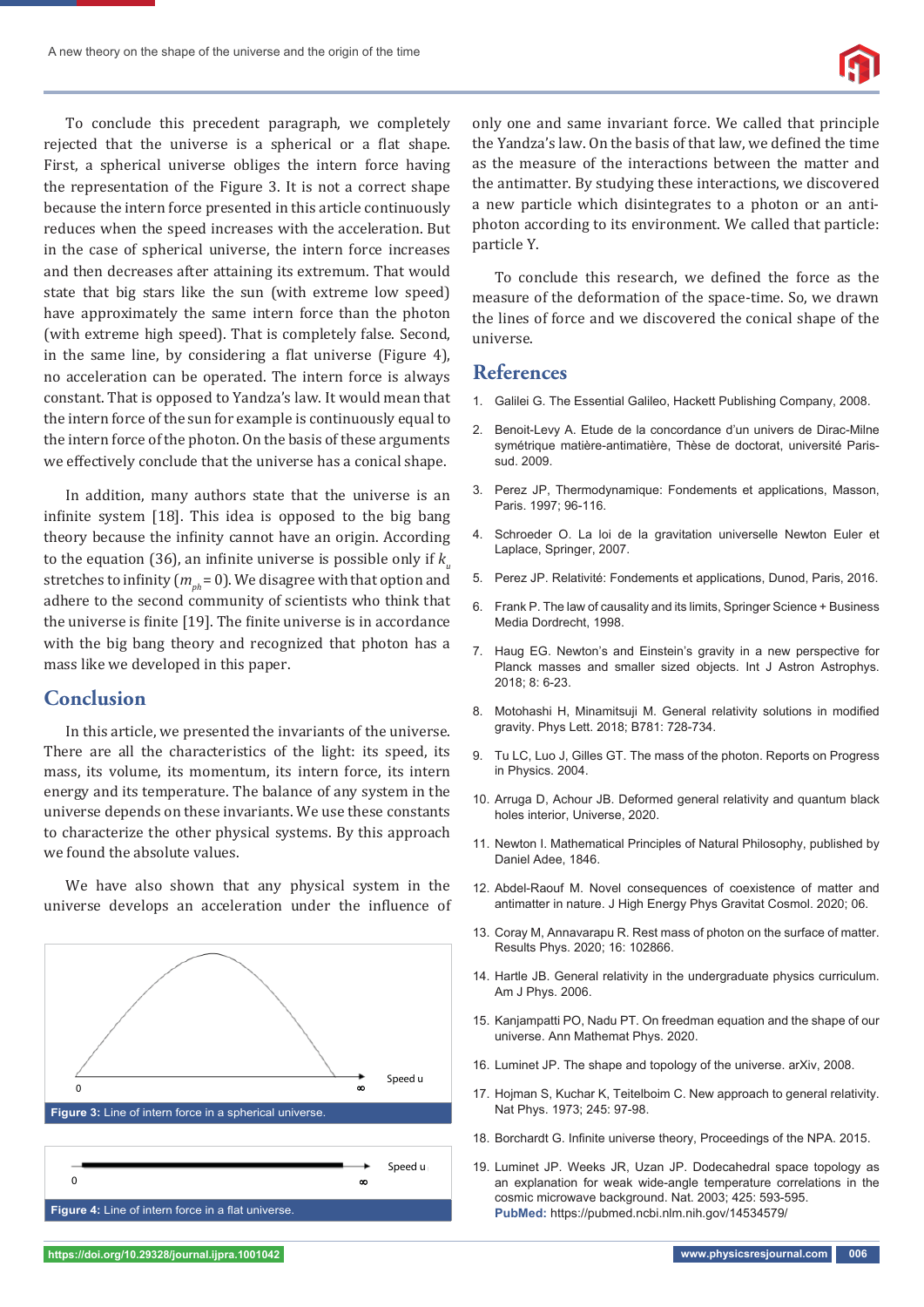To conclude this precedent paragraph, we completely rejected that the universe is a spherical or a flat shape. First, a spherical universe obliges the intern force having the representation of the Figure 3. It is not a correct shape because the intern force presented in this article continuously reduces when the speed increases with the acceleration. But in the case of spherical universe, the intern force increases and then decreases after attaining its extremum. That would state that big stars like the sun (with extreme low speed) have approximately the same intern force than the photon (with extreme high speed). That is completely false. Second, in the same line, by considering a flat universe (Figure 4), no acceleration can be operated. The intern force is always constant. That is opposed to Yandza's law. It would mean that the intern force of the sun for example is continuously equal to the intern force of the photon. On the basis of these arguments we effectively conclude that the universe has a conical shape.

In addition, many authors state that the universe is an infinite system [18]. This idea is opposed to the big bang theory because the infinity cannot have an origin. According to the equation (36), an infinite universe is possible only if $k_u$ stretches to infinity ($m_{ph} = 0$). We disagree with that option and adhere to the second community of scientists who think that the universe is finite [19]. The finite universe is in accordance with the big bang theory and recognized that photon has a mass like we developed in this paper.

## Conclusion

In this article, we presented the invariants of the universe. There are all the characteristics of the light: its speed, its mass, its volume, its momentum, its intern force, its intern energy and its temperature. The balance of any system in the universe depends on these invariants. We use these constants to characterize the other physical systems. By this approach we found the absolute values.

We have also shown that any physical system in the universe develops an acceleration under the influence of only one and same invariant force. We called that principle the Yandza's law. On the basis of that law, we defined the time as the measure of the interactions between the matter and the antimatter. By studying these interactions, we discovered a new particle which disintegrates to a photon or an anti-photon according to its environment. We called that particle: particle Y.

To conclude this research, we defined the force as the measure of the deformation of the space-time. So, we drawn the lines of force and we discovered the conical shape of the universe.

0

∞

Speed u

Figure 3: Line of intern force in a spherical universe.

0

∞

Speed u

Figure 4: Line of intern force in a flat universe.

## References

1. Galilei G. The Essential Galileo, Hackett Publishing Company, 2008.
2. Benoit-Levy A. Etude de la concordance d'un univers de Dirac-Milne symétrique matière-antimatière, Thèse de doctorat, université Paris-sud. 2009.
3. Perez JP, Thermodynamique: Fondements et applications, Masson, Paris. 1997; 96-116.
4. Schroeder O. La loi de la gravitation universelle Newton Euler et Laplace, Springer, 2007.
5. Perez JP. Relativité: Fondements et applications, Dunod, Paris, 2016.
6. Frank P. The law of causality and its limits, Springer Science + Business Media Dordrecht, 1998.
7. Haug EG. Newton's and Einstein's gravity in a new perspective for Planck masses and smaller sized objects. Int J Astron Astrophys. 2018; 8: 6-23.
8. Motohashi H, Minamitsuji M. General relativity solutions in modified gravity. Phys Lett. 2018; B781: 728-734.
9. Tu LC, Luo J, Gilles GT. The mass of the photon. Reports on Progress in Physics. 2004.
10. Arruga D, Achour JB. Deformed general relativity and quantum black holes interior, Universe, 2020.
11. Newton I. Mathematical Principles of Natural Philosophy, published by Daniel Adee, 1846.
12. Abdel-Raouf M. Novel consequences of coexistence of matter and antimatter in nature. J High Energy Phys Gravitat Cosmol. 2020; 06.
13. Coray M, Annavarapu R. Rest mass of photon on the surface of matter. Results Phys. 2020; 16: 102866.
14. Hartle JB. General relativity in the undergraduate physics curriculum. Am J Phys. 2006.
15. Kanjampatti PO, Nadu PT. On freedman equation and the shape of our universe. Ann Mathemat Phys. 2020.
16. Luminet JP. The shape and topology of the universe. arXiv, 2008.
17. Hojman S, Kuchar K, Teitelboim C. New approach to general relativity. Nat Phys. 1973; 245: 97-98.
18. Borchardt G. Infinite universe theory, Proceedings of the NPA. 2015.
19. Luminet JP. Weeks JR, Uzan JP. Dodecahedral space topology as an explanation for weak wide-angle temperature correlations in the cosmic microwave background. Nat. 2003; 425: 593-595. **PubMed:** https://pubmed.ncbi.nlm.nih.gov/14534579/